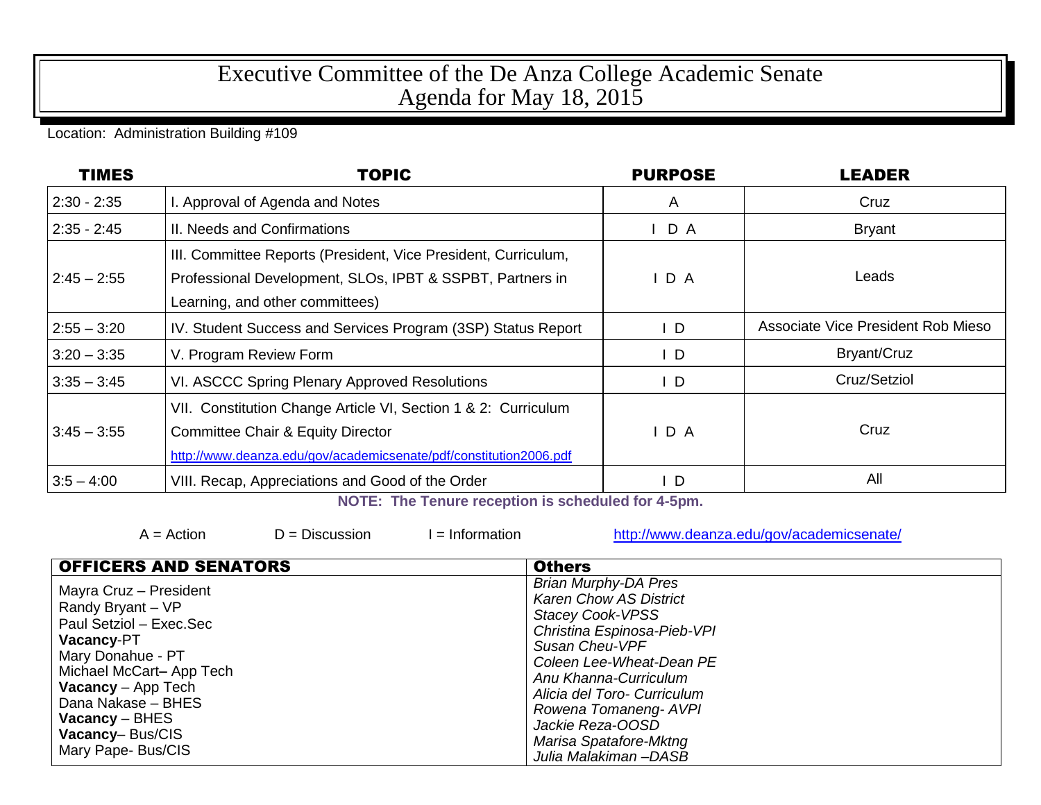# Executive Committee of the De Anza College Academic Senate
# Agenda for May 18, 2015

Location: Administration Building #109

| TIMES | TOPIC | PURPOSE | LEADER |
|---|---|---|---|
| 2:30 - 2:35 | I. Approval of Agenda and Notes | A | Cruz |
| 2:35 - 2:45 | II. Needs and Confirmations | I D A | Bryant |
| 2:45 – 2:55 | III. Committee Reports (President, Vice President, Curriculum, Professional Development, SLOs, IPBT & SSPBT, Partners in Learning, and other committees) | I D A | Leads |
| 2:55 – 3:20 | IV. Student Success and Services Program (3SP) Status Report | I D | Associate Vice President Rob Mieso |
| 3:20 – 3:35 | V. Program Review Form | I D | Bryant/Cruz |
| 3:35 – 3:45 | VI. ASCCC Spring Plenary Approved Resolutions | I D | Cruz/Setziol |
| 3:45 – 3:55 | VII. Constitution Change Article VI, Section 1 & 2: Curriculum Committee Chair & Equity Director http://www.deanza.edu/gov/academicsenate/pdf/constitution2006.pdf | I D A | Cruz |
| 3:5 – 4:00 | VIII. Recap, Appreciations and Good of the Order | I D | All |

**NOTE: The Tenure reception is scheduled for 4-5pm.**

A = Action D = Discussion I = Information http://www.deanza.edu/gov/academicsenate/

| OFFICERS AND SENATORS | Others |
|---|---|
| Mayra Cruz – President<br>Randy Bryant – VP<br>Paul Setziol – Exec.Sec<br>**Vacancy**-PT<br>Mary Donahue - PT<br>Michael McCart– App Tech<br>**Vacancy** – App Tech<br>Dana Nakase – BHES<br>**Vacancy** – BHES<br>**Vacancy**– Bus/CIS<br>Mary Pape- Bus/CIS | *Brian Murphy-DA Pres*<br>*Karen Chow AS District*<br>*Stacey Cook-VPSS*<br>*Christina Espinosa-Pieb-VPI*<br>*Susan Cheu-VPF*<br>*Coleen Lee-Wheat-Dean PE*<br>*Anu Khanna-Curriculum*<br>*Alicia del Toro- Curriculum*<br>*Rowena Tomaneng- AVPI*<br>*Jackie Reza-OOSD*<br>*Marisa Spatafore-Mktng*<br>*Julia Malakiman –DASB* |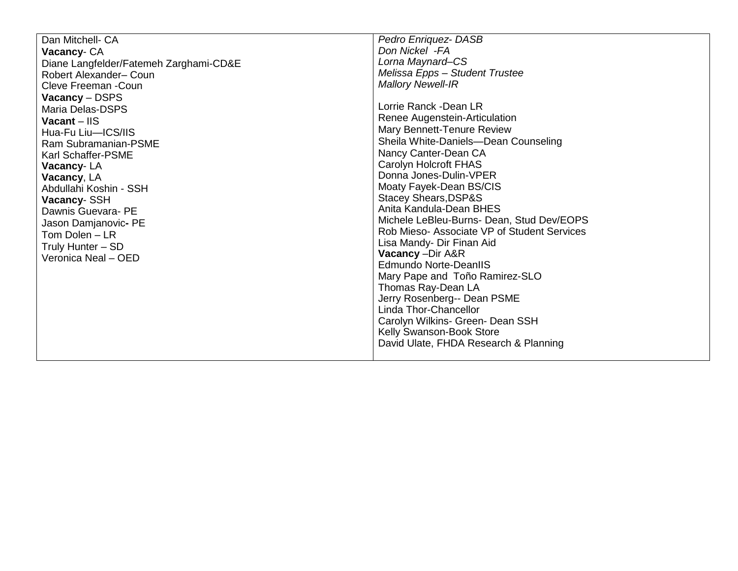| | |
|---|---|
| Dan Mitchell- CA<br>**Vacancy**- CA<br>Diane Langfelder/Fatemeh Zarghami-CD&E<br>Robert Alexander– Coun<br>Cleve Freeman -Coun<br>**Vacancy** – DSPS<br>Maria Delas-DSPS<br>**Vacant** – IIS<br>Hua-Fu Liu—ICS/IIS<br>Ram Subramanian-PSME<br>Karl Schaffer-PSME<br>**Vacancy**- LA<br>**Vacancy**, LA<br>Abdullahi Koshin - SSH<br>**Vacancy**- SSH<br>Dawnis Guevara- PE<br>Jason Damjanovic**-** PE<br>Tom Dolen – LR<br>Truly Hunter – SD<br>Veronica Neal – OED | *Pedro Enriquez- DASB*<br>*Don Nickel -FA*<br>*Lorna Maynard–CS*<br>*Melissa Epps – Student Trustee*<br>*Mallory Newell-IR*<br><br>Lorrie Ranck -Dean LR<br>Renee Augenstein-Articulation<br>Mary Bennett-Tenure Review<br>Sheila White-Daniels—Dean Counseling<br>Nancy Canter-Dean CA<br>Carolyn Holcroft FHAS<br>Donna Jones-Dulin-VPER<br>Moaty Fayek-Dean BS/CIS<br>Stacey Shears,DSP&S<br>Anita Kandula-Dean BHES<br>Michele LeBleu-Burns- Dean, Stud Dev/EOPS<br>Rob Mieso- Associate VP of Student Services<br>Lisa Mandy- Dir Finan Aid<br>**Vacancy** –Dir A&R<br>Edmundo Norte-DeanIIS<br>Mary Pape and Toño Ramirez-SLO<br>Thomas Ray-Dean LA<br>Jerry Rosenberg-- Dean PSME<br>Linda Thor-Chancellor<br>Carolyn Wilkins- Green- Dean SSH<br>Kelly Swanson-Book Store<br>David Ulate, FHDA Research & Planning |